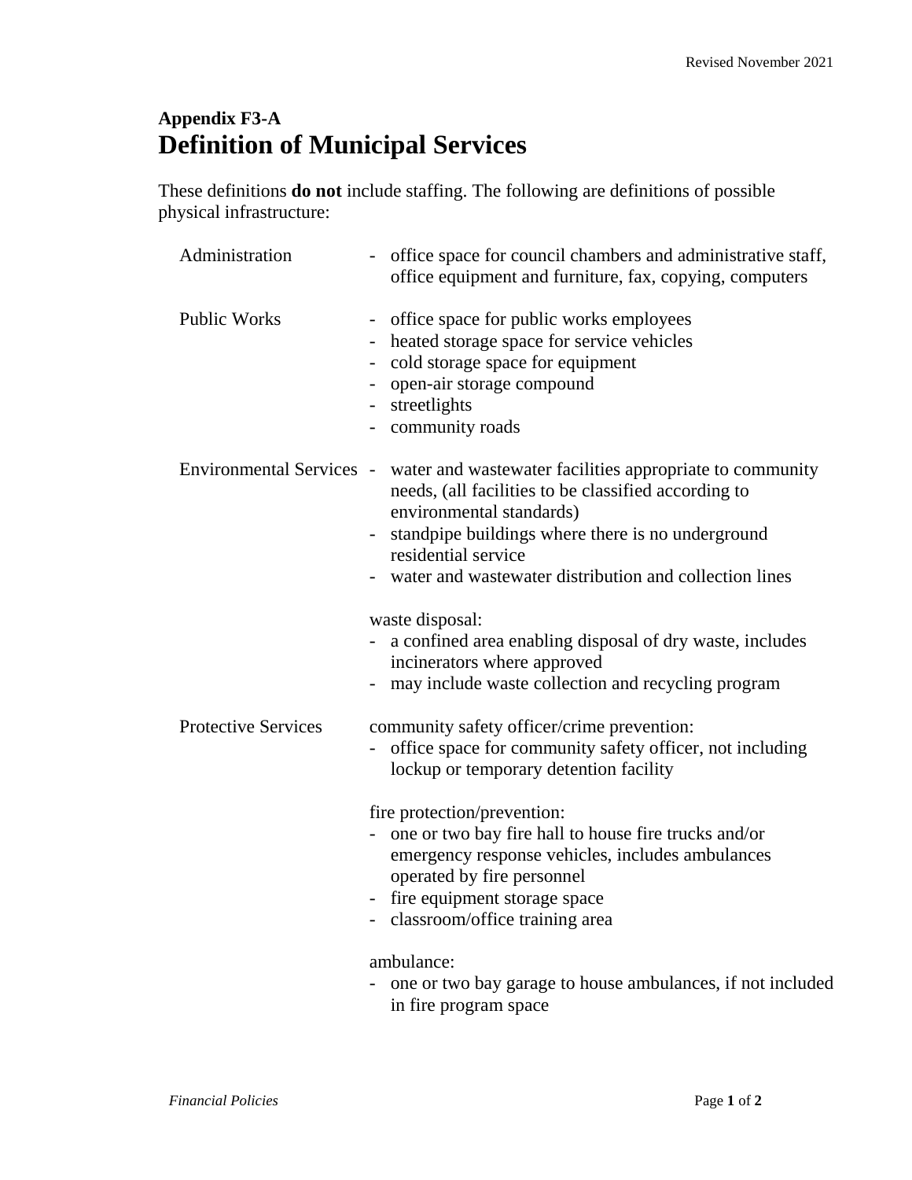**Appendix F3-A**

# Definition of Municipal Services

These definitions **do not** include staffing. The following are definitions of possible physical infrastructure:

**Administration**

- office space for council chambers and administrative staff, office equipment and furniture, fax, copying, computers

**Public Works**

- office space for public works employees
- heated storage space for service vehicles
- cold storage space for equipment
- open-air storage compound
- streetlights
- community roads

**Environmental Services**

- water and wastewater facilities appropriate to community needs, (all facilities to be classified according to environmental standards)
- standpipe buildings where there is no underground residential service
- water and wastewater distribution and collection lines

waste disposal:

- a confined area enabling disposal of dry waste, includes incinerators where approved
- may include waste collection and recycling program

**Protective Services**

community safety officer/crime prevention:

- office space for community safety officer, not including lockup or temporary detention facility

fire protection/prevention:

- one or two bay fire hall to house fire trucks and/or emergency response vehicles, includes ambulances operated by fire personnel
- fire equipment storage space
- classroom/office training area

ambulance:

- one or two bay garage to house ambulances, if not included in fire program space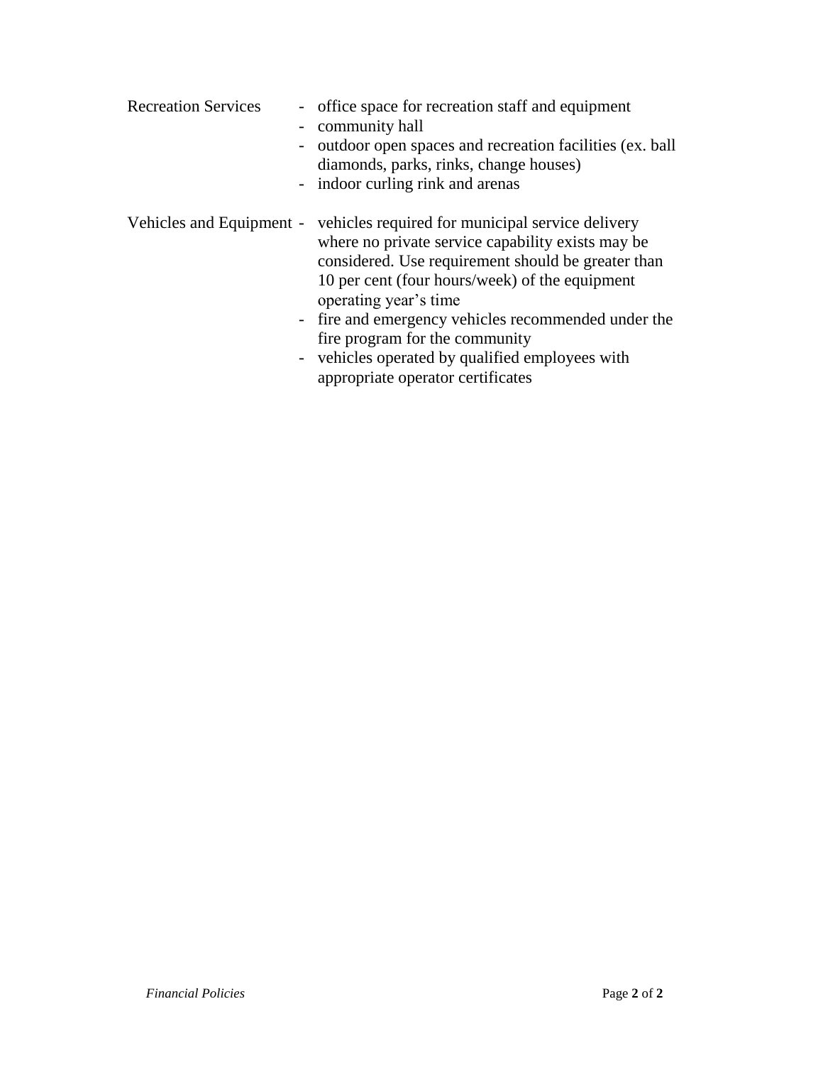| | |
|---|---|
| Recreation Services | - office space for recreation staff and equipment<br>- community hall<br>- outdoor open spaces and recreation facilities (ex. ball diamonds, parks, rinks, change houses)<br>- indoor curling rink and arenas |
| Vehicles and Equipment | - vehicles required for municipal service delivery where no private service capability exists may be considered. Use requirement should be greater than 10 per cent (four hours/week) of the equipment operating year's time<br>- fire and emergency vehicles recommended under the fire program for the community<br>- vehicles operated by qualified employees with appropriate operator certificates |